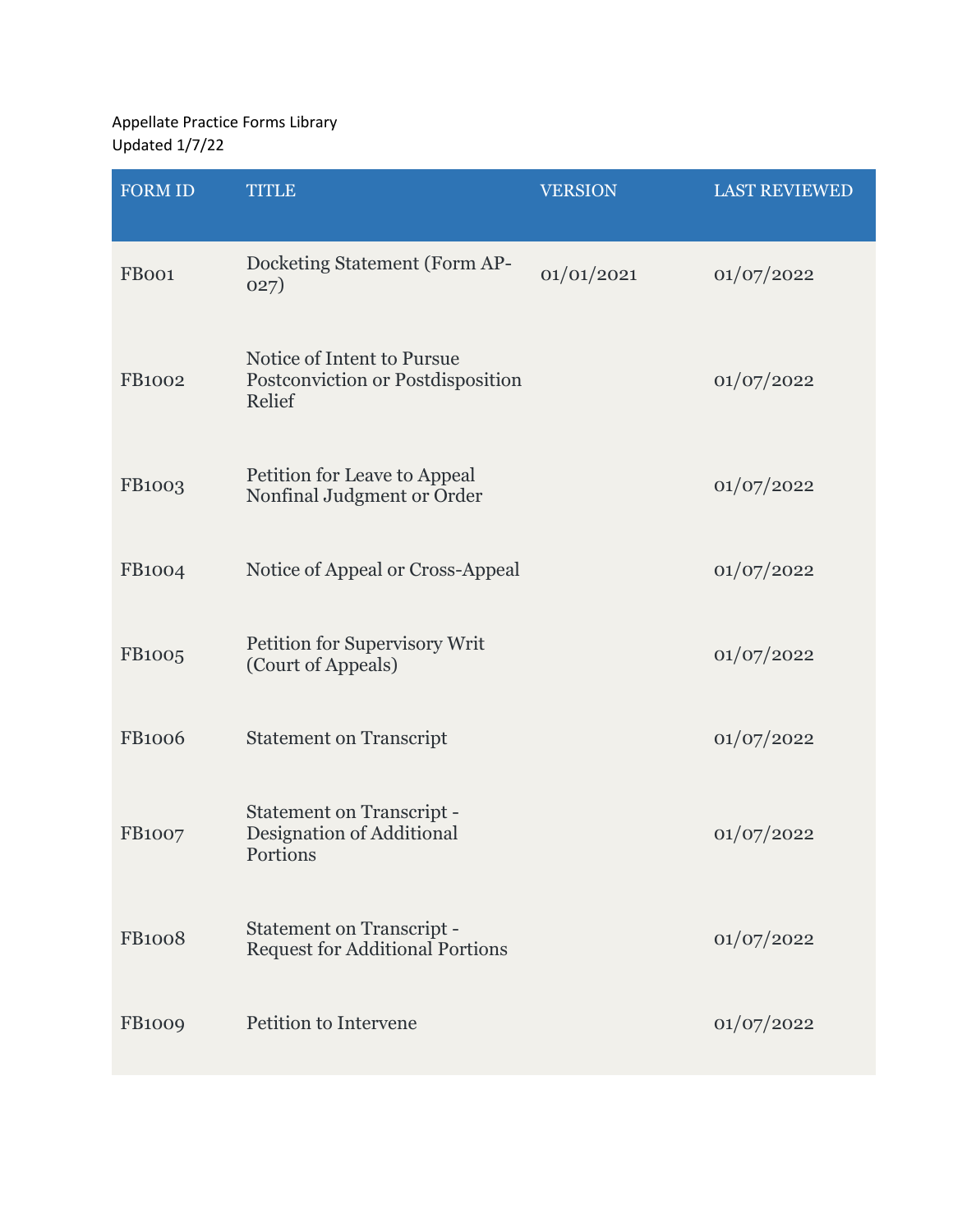Appellate Practice Forms Library
Updated 1/7/22

| FORM ID | TITLE | VERSION | LAST REVIEWED |
| --- | --- | --- | --- |
| FB001 | Docketing Statement (Form AP-027) | 01/01/2021 | 01/07/2022 |
| FB1002 | Notice of Intent to Pursue Postconviction or Postdisposition Relief | | 01/07/2022 |
| FB1003 | Petition for Leave to Appeal Nonfinal Judgment or Order | | 01/07/2022 |
| FB1004 | Notice of Appeal or Cross-Appeal | | 01/07/2022 |
| FB1005 | Petition for Supervisory Writ (Court of Appeals) | | 01/07/2022 |
| FB1006 | Statement on Transcript | | 01/07/2022 |
| FB1007 | Statement on Transcript - Designation of Additional Portions | | 01/07/2022 |
| FB1008 | Statement on Transcript - Request for Additional Portions | | 01/07/2022 |
| FB1009 | Petition to Intervene | | 01/07/2022 |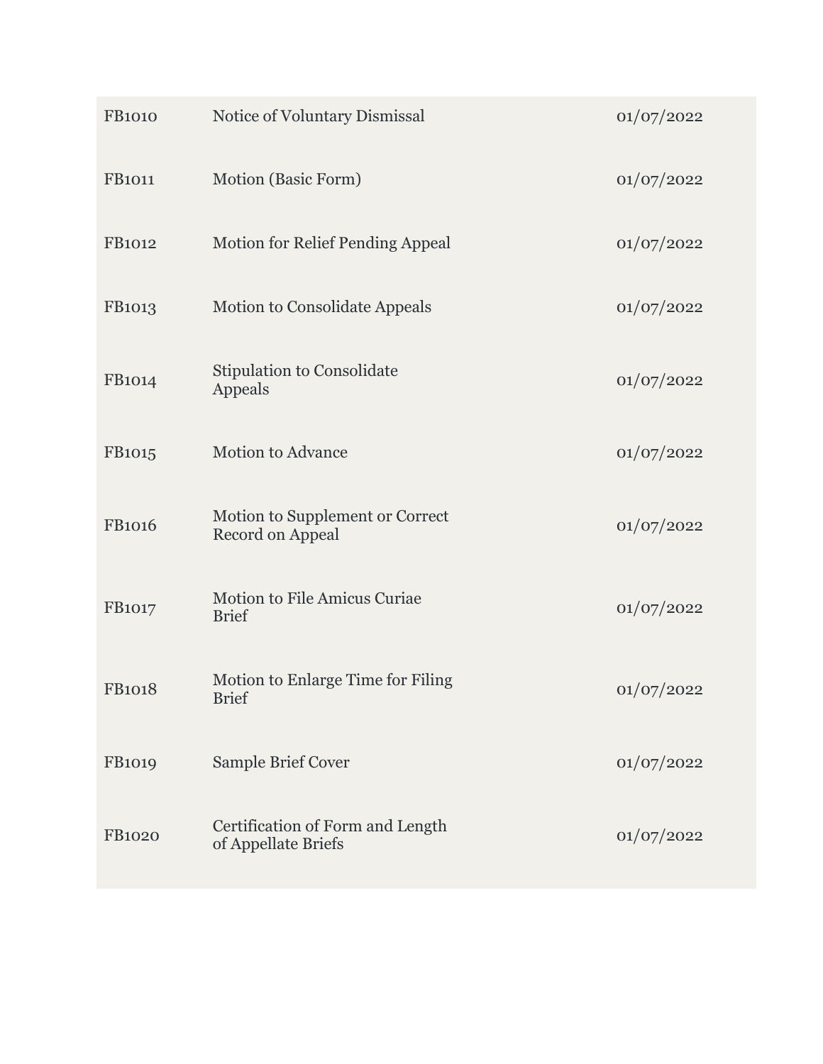| | | |
|---|---|---|
| FB1010 | Notice of Voluntary Dismissal | 01/07/2022 |
| FB1011 | Motion (Basic Form) | 01/07/2022 |
| FB1012 | Motion for Relief Pending Appeal | 01/07/2022 |
| FB1013 | Motion to Consolidate Appeals | 01/07/2022 |
| FB1014 | Stipulation to Consolidate Appeals | 01/07/2022 |
| FB1015 | Motion to Advance | 01/07/2022 |
| FB1016 | Motion to Supplement or Correct Record on Appeal | 01/07/2022 |
| FB1017 | Motion to File Amicus Curiae Brief | 01/07/2022 |
| FB1018 | Motion to Enlarge Time for Filing Brief | 01/07/2022 |
| FB1019 | Sample Brief Cover | 01/07/2022 |
| FB1020 | Certification of Form and Length of Appellate Briefs | 01/07/2022 |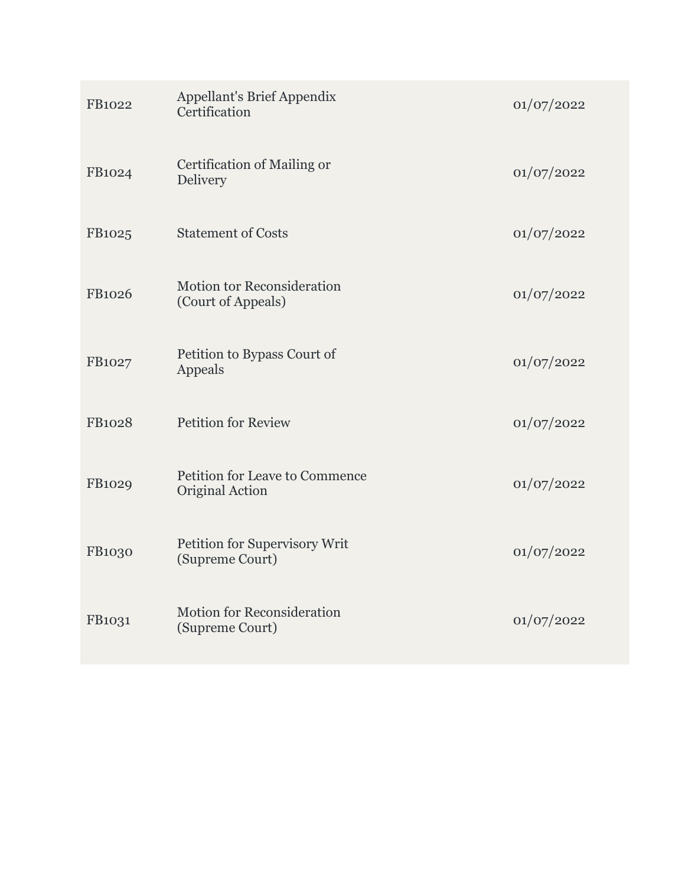| | | |
|---|---|---|
| FB1022 | Appellant's Brief Appendix Certification | 01/07/2022 |
| FB1024 | Certification of Mailing or Delivery | 01/07/2022 |
| FB1025 | Statement of Costs | 01/07/2022 |
| FB1026 | Motion tor Reconsideration (Court of Appeals) | 01/07/2022 |
| FB1027 | Petition to Bypass Court of Appeals | 01/07/2022 |
| FB1028 | Petition for Review | 01/07/2022 |
| FB1029 | Petition for Leave to Commence Original Action | 01/07/2022 |
| FB1030 | Petition for Supervisory Writ (Supreme Court) | 01/07/2022 |
| FB1031 | Motion for Reconsideration (Supreme Court) | 01/07/2022 |